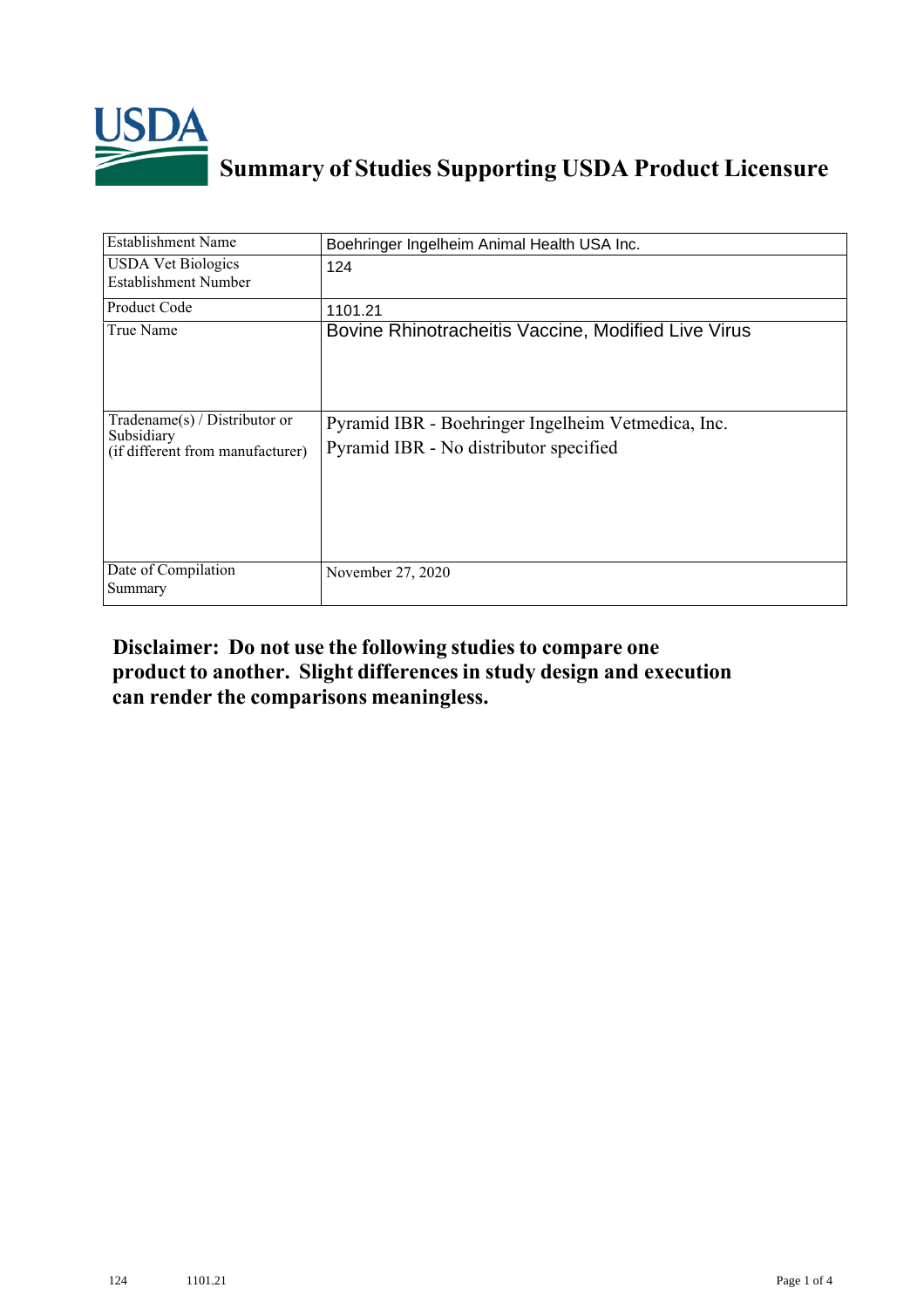# Summary of Studies Supporting USDA Product Licensure

| | |
|---|---|
| Establishment Name | Boehringer Ingelheim Animal Health USA Inc. |
| USDA Vet Biologics Establishment Number | 124 |
| Product Code | 1101.21 |
| True Name | Bovine Rhinotracheitis Vaccine, Modified Live Virus |
| Tradename(s) / Distributor or Subsidiary (if different from manufacturer) | Pyramid IBR - Boehringer Ingelheim Vetmedica, Inc.<br>Pyramid IBR - No distributor specified |
| Date of Compilation Summary | November 27, 2020 |

**Disclaimer: Do not use the following studies to compare one product to another. Slight differences in study design and execution can render the comparisons meaningless.**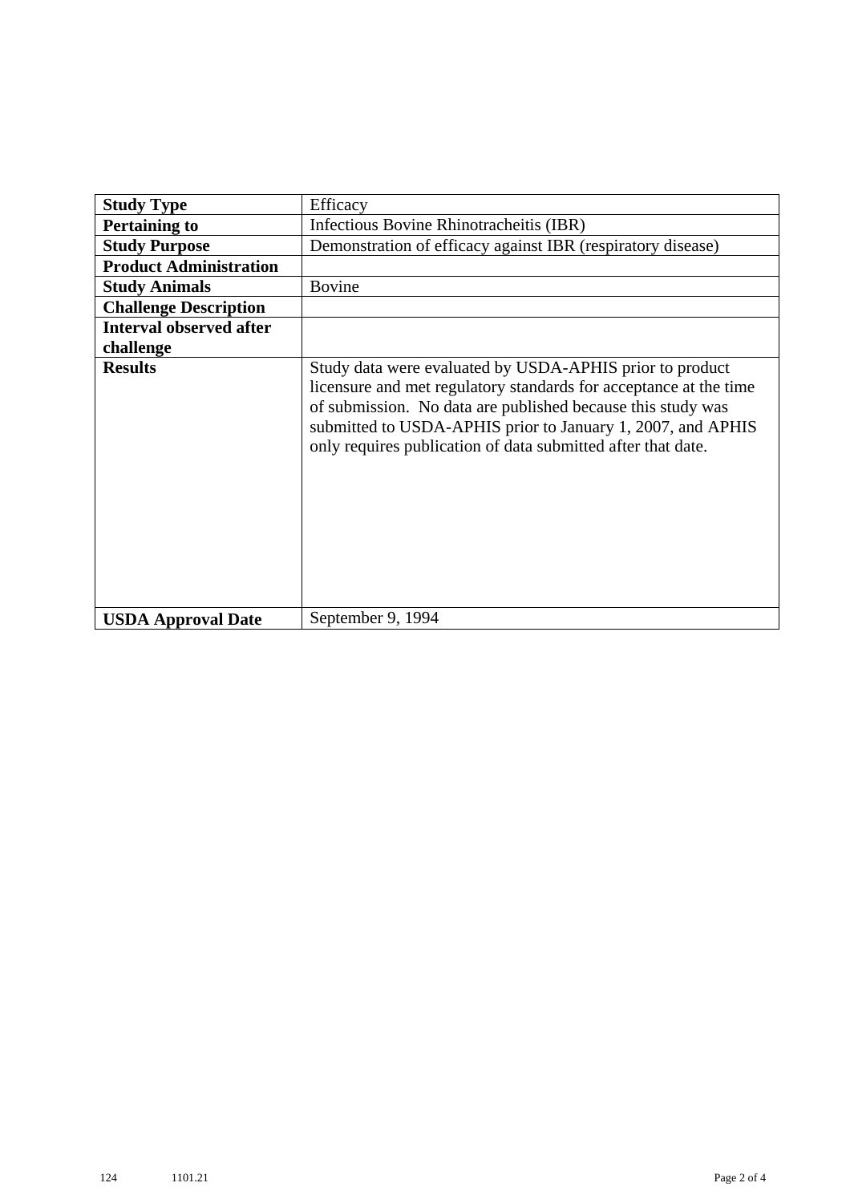| | |
|---|---|
| **Study Type** | Efficacy |
| **Pertaining to** | Infectious Bovine Rhinotracheitis (IBR) |
| **Study Purpose** | Demonstration of efficacy against IBR (respiratory disease) |
| **Product Administration** | |
| **Study Animals** | Bovine |
| **Challenge Description** | |
| **Interval observed after challenge** | |
| **Results** | Study data were evaluated by USDA-APHIS prior to product licensure and met regulatory standards for acceptance at the time of submission. No data are published because this study was submitted to USDA-APHIS prior to January 1, 2007, and APHIS only requires publication of data submitted after that date. |
| **USDA Approval Date** | September 9, 1994 |

124 1101.21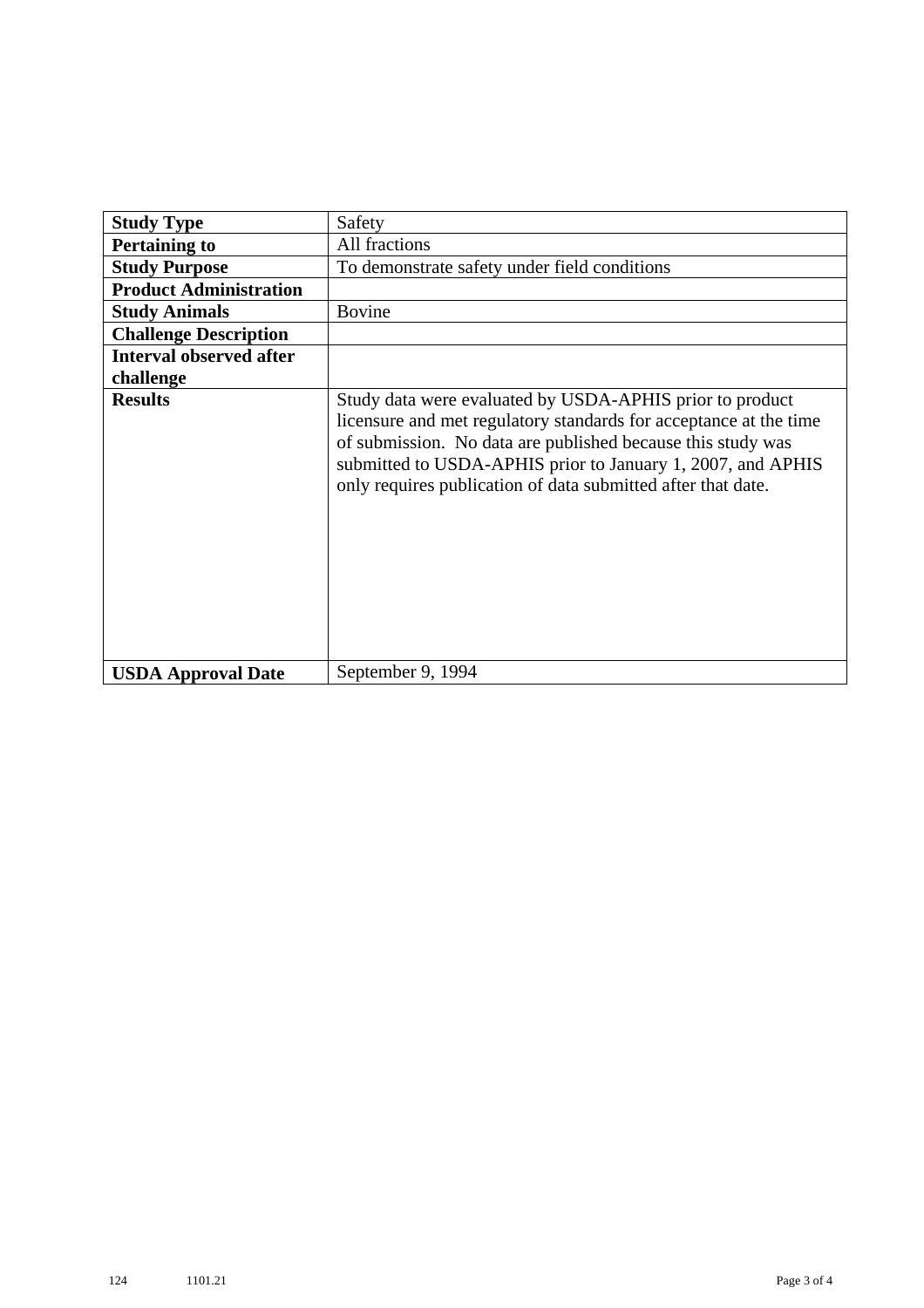| | |
|---|---|
| **Study Type** | Safety |
| **Pertaining to** | All fractions |
| **Study Purpose** | To demonstrate safety under field conditions |
| **Product Administration** | |
| **Study Animals** | Bovine |
| **Challenge Description** | |
| **Interval observed after challenge** | |
| **Results** | Study data were evaluated by USDA-APHIS prior to product licensure and met regulatory standards for acceptance at the time of submission. No data are published because this study was submitted to USDA-APHIS prior to January 1, 2007, and APHIS only requires publication of data submitted after that date. |
| **USDA Approval Date** | September 9, 1994 |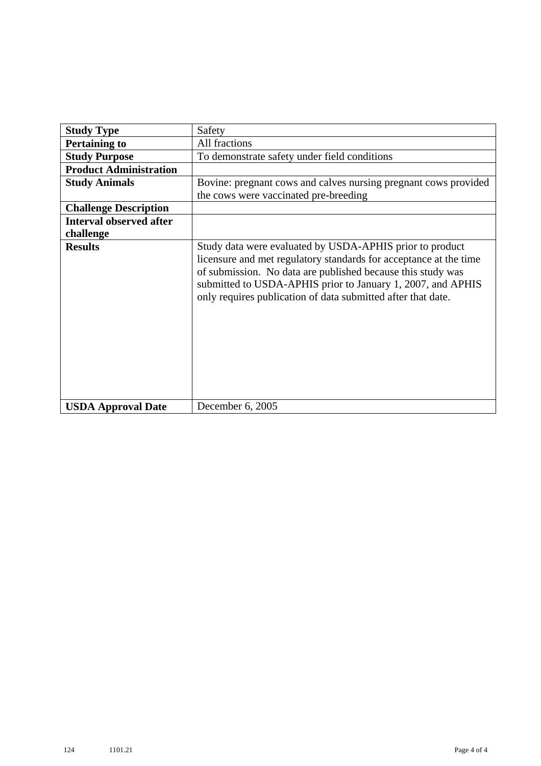| | |
|---|---|
| **Study Type** | Safety |
| **Pertaining to** | All fractions |
| **Study Purpose** | To demonstrate safety under field conditions |
| **Product Administration** | |
| **Study Animals** | Bovine: pregnant cows and calves nursing pregnant cows provided the cows were vaccinated pre-breeding |
| **Challenge Description** | |
| **Interval observed after challenge** | |
| **Results** | Study data were evaluated by USDA-APHIS prior to product licensure and met regulatory standards for acceptance at the time of submission. No data are published because this study was submitted to USDA-APHIS prior to January 1, 2007, and APHIS only requires publication of data submitted after that date. |
| **USDA Approval Date** | December 6, 2005 |

124 1101.21